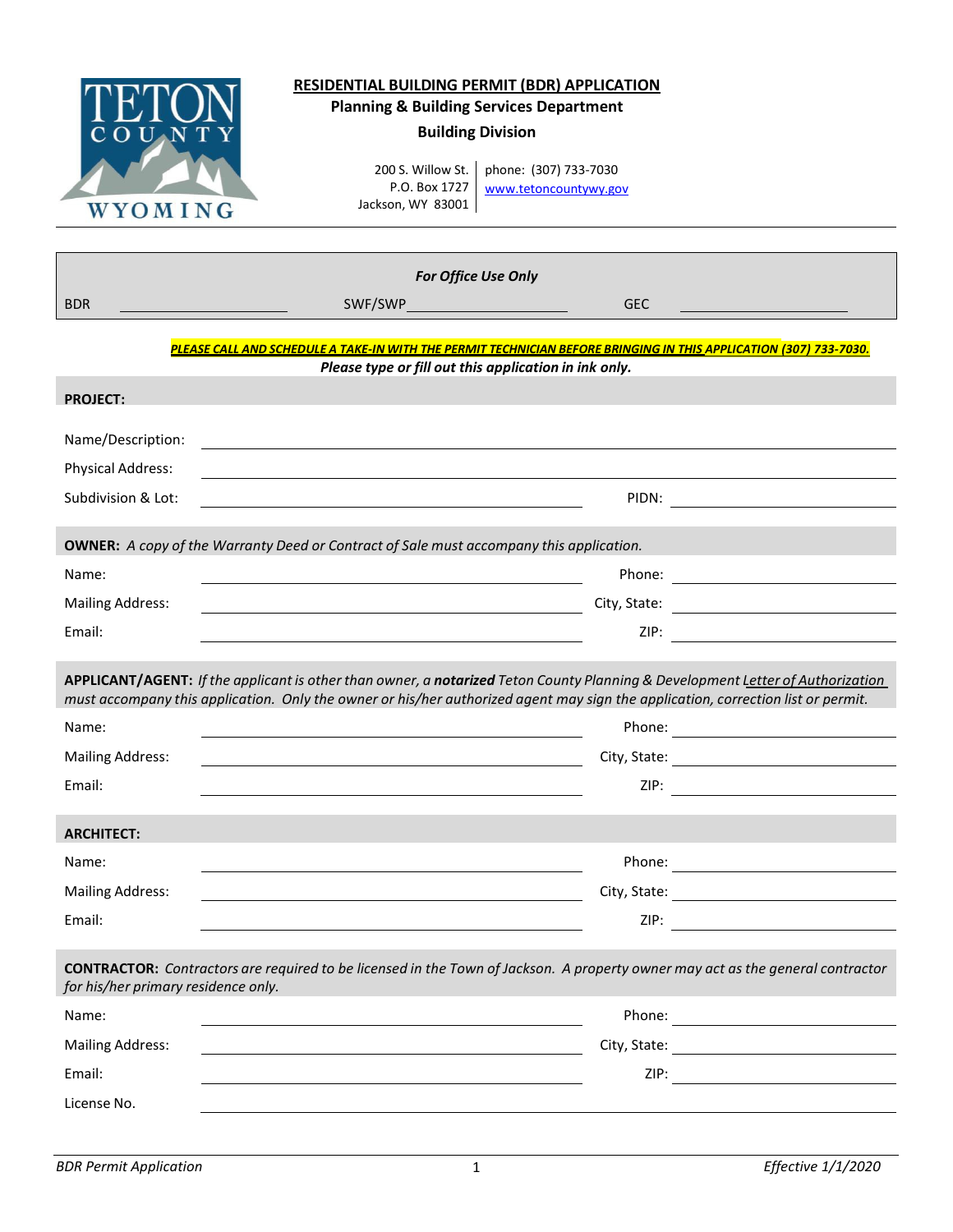# RESIDENTIAL BUILDING PERMIT (BDR) APPLICATION

**Planning & Building Services Department**

**Building Division**

200 S. Willow St.
P.O. Box 1727
Jackson, WY 83001

phone: (307) 733-7030
www.tetoncountywy.gov

---

***For Office Use Only***

BDR ____________________ SWF/SWP____________________ GEC ____________________

***PLEASE CALL AND SCHEDULE A TAKE-IN WITH THE PERMIT TECHNICIAN BEFORE BRINGING IN THIS APPLICATION (307) 733-7030.***

***Please type or fill out this application in ink only.***

## PROJECT:

Name/Description: ________________________________________

Physical Address: ________________________________________

Subdivision & Lot: ____________________ PIDN: ____________________

## OWNER: *A copy of the Warranty Deed or Contract of Sale must accompany this application.*

Name: ____________________ Phone: ____________________

Mailing Address: ____________________ City, State: ____________________

Email: ____________________ ZIP: ____________________

## APPLICANT/AGENT: *If the applicant is other than owner, a **notarized** Teton County Planning & Development Letter of Authorization must accompany this application. Only the owner or his/her authorized agent may sign the application, correction list or permit.*

Name: ____________________ Phone: ____________________

Mailing Address: ____________________ City, State: ____________________

Email: ____________________ ZIP: ____________________

## ARCHITECT:

Name: ____________________ Phone: ____________________

Mailing Address: ____________________ City, State: ____________________

Email: ____________________ ZIP: ____________________

## CONTRACTOR: *Contractors are required to be licensed in the Town of Jackson. A property owner may act as the general contractor for his/her primary residence only.*

Name: ____________________ Phone: ____________________

Mailing Address: ____________________ City, State: ____________________

Email: ____________________ ZIP: ____________________

License No. ________________________________________

*BDR Permit Application* *Effective 1/1/2020*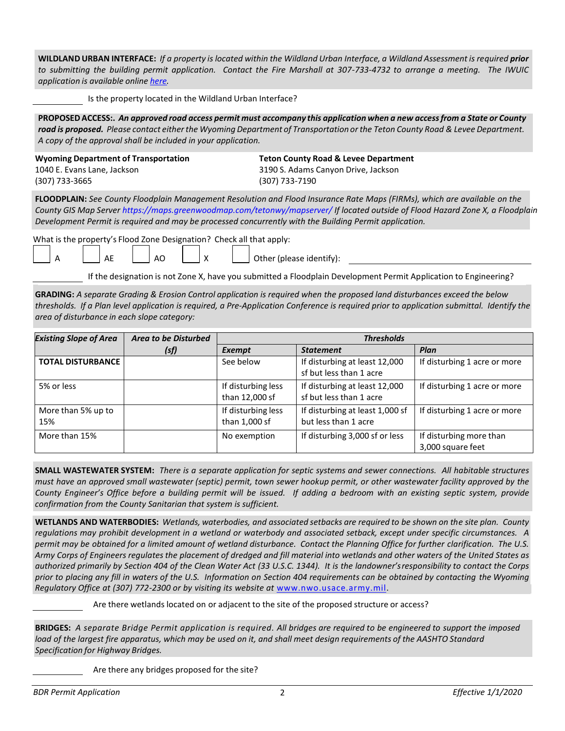**WILDLAND URBAN INTERFACE:** *If a property is located within the Wildland Urban Interface, a Wildland Assessment is required* ***prior*** *to submitting the building permit application. Contact the Fire Marshall at 307-733-4732 to arrange a meeting. The IWUIC application is available online here.*

\_\_\_\_\_\_\_\_\_\_ Is the property located in the Wildland Urban Interface?

**PROPOSED ACCESS:.** ***An approved road access permit must accompany this application when a new access from a State or County road is proposed.*** *Please contact either the Wyoming Department of Transportation or the Teton County Road & Levee Department. A copy of the approval shall be included in your application.*

**Wyoming Department of Transportation**
1040 E. Evans Lane, Jackson
(307) 733-3665

**Teton County Road & Levee Department**
3190 S. Adams Canyon Drive, Jackson
(307) 733-7190

**FLOODPLAIN:** *See County Floodplain Management Resolution and Flood Insurance Rate Maps (FIRMs), which are available on the County GIS Map Server https://maps.greenwoodmap.com/tetonwy/mapserver/ If located outside of Flood Hazard Zone X, a Floodplain Development Permit is required and may be processed concurrently with the Building Permit application.*

What is the property's Flood Zone Designation? Check all that apply:

☐ A ☐ AE ☐ AO ☐ X ☐ Other (please identify): \_\_\_\_\_\_\_\_\_\_\_\_\_\_\_\_\_\_\_\_

\_\_\_\_\_\_\_\_\_\_ If the designation is not Zone X, have you submitted a Floodplain Development Permit Application to Engineering?

**GRADING:** *A separate Grading & Erosion Control application is required when the proposed land disturbances exceed the below thresholds. If a Plan level application is required, a Pre-Application Conference is required prior to application submittal. Identify the area of disturbance in each slope category:*

| *Existing Slope of Area* | *Area to be Disturbed (sf)* | *Thresholds* | | |
|---|---|---|---|---|
| | | *Exempt* | *Statement* | *Plan* |
| **TOTAL DISTURBANCE** | | See below | If disturbing at least 12,000 sf but less than 1 acre | If disturbing 1 acre or more |
| 5% or less | | If disturbing less than 12,000 sf | If disturbing at least 12,000 sf but less than 1 acre | If disturbing 1 acre or more |
| More than 5% up to 15% | | If disturbing less than 1,000 sf | If disturbing at least 1,000 sf but less than 1 acre | If disturbing 1 acre or more |
| More than 15% | | No exemption | If disturbing 3,000 sf or less | If disturbing more than 3,000 square feet |

**SMALL WASTEWATER SYSTEM:** *There is a separate application for septic systems and sewer connections. All habitable structures must have an approved small wastewater (septic) permit, town sewer hookup permit, or other wastewater facility approved by the County Engineer's Office before a building permit will be issued. If adding a bedroom with an existing septic system, provide confirmation from the County Sanitarian that system is sufficient.*

**WETLANDS AND WATERBODIES:** *Wetlands, waterbodies, and associated setbacks are required to be shown on the site plan. County regulations may prohibit development in a wetland or waterbody and associated setback, except under specific circumstances. A permit may be obtained for a limited amount of wetland disturbance. Contact the Planning Office for further clarification. The U.S. Army Corps of Engineers regulates the placement of dredged and fill material into wetlands and other waters of the United States as authorized primarily by Section 404 of the Clean Water Act (33 U.S.C. 1344). It is the landowner's responsibility to contact the Corps prior to placing any fill in waters of the U.S. Information on Section 404 requirements can be obtained by contacting the Wyoming Regulatory Office at (307) 772-2300 or by visiting its website at www.nwo.usace.army.mil.*

\_\_\_\_\_\_\_\_\_\_ Are there wetlands located on or adjacent to the site of the proposed structure or access?

**BRIDGES:** *A separate Bridge Permit application is required. All bridges are required to be engineered to support the imposed load of the largest fire apparatus, which may be used on it, and shall meet design requirements of the AASHTO Standard Specification for Highway Bridges.*

\_\_\_\_\_\_\_\_\_\_ Are there any bridges proposed for the site?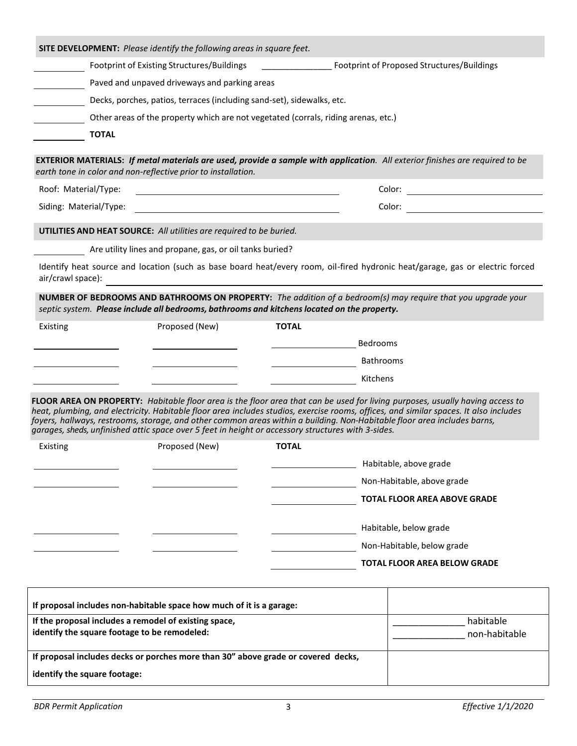**SITE DEVELOPMENT:** *Please identify the following areas in square feet.*

__________ Footprint of Existing Structures/Buildings __________ Footprint of Proposed Structures/Buildings

__________ Paved and unpaved driveways and parking areas

__________ Decks, porches, patios, terraces (including sand-set), sidewalks, etc.

__________ Other areas of the property which are not vegetated (corrals, riding arenas, etc.)

__________ **TOTAL**

**EXTERIOR MATERIALS:** ***If metal materials are used, provide a sample with application****. All exterior finishes are required to be earth tone in color and non-reflective prior to installation.*

Roof: Material/Type: ______________________ Color: ______________________

Siding: Material/Type: ______________________ Color: ______________________

**UTILITIES AND HEAT SOURCE:** *All utilities are required to be buried.*

__________ Are utility lines and propane, gas, or oil tanks buried?

Identify heat source and location (such as base board heat/every room, oil-fired hydronic heat/garage, gas or electric forced air/crawl space): ______________________

**NUMBER OF BEDROOMS AND BATHROOMS ON PROPERTY:** *The addition of a bedroom(s) may require that you upgrade your septic system.* ***Please include all bedrooms, bathrooms and kitchens located on the property.***

| Existing | Proposed (New) | **TOTAL** | |
|---|---|---|---|
| | | | Bedrooms |
| | | | Bathrooms |
| | | | Kitchens |

**FLOOR AREA ON PROPERTY:** *Habitable floor area is the floor area that can be used for living purposes, usually having access to heat, plumbing, and electricity. Habitable floor area includes studios, exercise rooms, offices, and similar spaces. It also includes foyers, hallways, restrooms, storage, and other common areas within a building. Non-Habitable floor area includes barns, garages, sheds, unfinished attic space over 5 feet in height or accessory structures with 3-sides.*

| Existing | Proposed (New) | **TOTAL** | |
|---|---|---|---|
| | | | Habitable, above grade |
| | | | Non-Habitable, above grade |
| | | | **TOTAL FLOOR AREA ABOVE GRADE** |
| | | | Habitable, below grade |
| | | | Non-Habitable, below grade |
| | | | **TOTAL FLOOR AREA BELOW GRADE** |

| | |
|---|---|
| **If proposal includes non-habitable space how much of it is a garage:** | |
| **If the proposal includes a remodel of existing space, identify the square footage to be remodeled:** | __________ habitable<br>__________ non-habitable |
| **If proposal includes decks or porches more than 30" above grade or covered decks, identify the square footage:** | |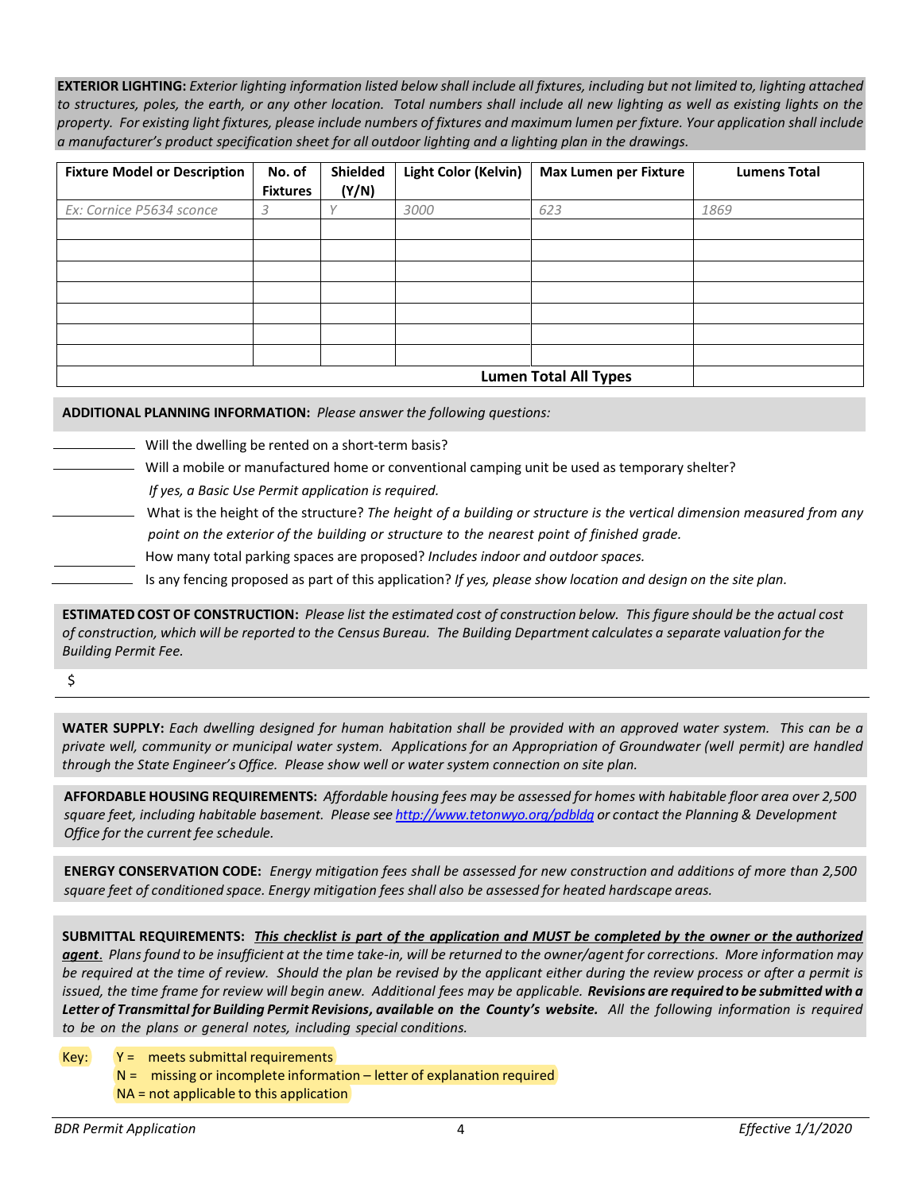**EXTERIOR LIGHTING:** *Exterior lighting information listed below shall include all fixtures, including but not limited to, lighting attached to structures, poles, the earth, or any other location. Total numbers shall include all new lighting as well as existing lights on the property. For existing light fixtures, please include numbers of fixtures and maximum lumen per fixture. Your application shall include a manufacturer's product specification sheet for all outdoor lighting and a lighting plan in the drawings.*

| Fixture Model or Description | No. of Fixtures | Shielded (Y/N) | Light Color (Kelvin) | Max Lumen per Fixture | Lumens Total |
|---|---|---|---|---|---|
| *Ex: Cornice P5634 sconce* | *3* | *Y* | *3000* | *623* | *1869* |
| | | | | | |
| | | | | | |
| | | | | | |
| | | | | | |
| | | | | | |
| | | | | | |
| | | | | | |
| | | | | **Lumen Total All Types** | |

**ADDITIONAL PLANNING INFORMATION:** *Please answer the following questions:*

_______ Will the dwelling be rented on a short-term basis?

_______ Will a mobile or manufactured home or conventional camping unit be used as temporary shelter? *If yes, a Basic Use Permit application is required.*

_______ What is the height of the structure? *The height of a building or structure is the vertical dimension measured from any point on the exterior of the building or structure to the nearest point of finished grade.*

_______ How many total parking spaces are proposed? *Includes indoor and outdoor spaces.*

_______ Is any fencing proposed as part of this application? *If yes, please show location and design on the site plan.*

**ESTIMATED COST OF CONSTRUCTION:** *Please list the estimated cost of construction below. This figure should be the actual cost of construction, which will be reported to the Census Bureau. The Building Department calculates a separate valuation for the Building Permit Fee.*

$ _______________________________________________

**WATER SUPPLY:** *Each dwelling designed for human habitation shall be provided with an approved water system. This can be a private well, community or municipal water system. Applications for an Appropriation of Groundwater (well permit) are handled through the State Engineer's Office. Please show well or water system connection on site plan.*

**AFFORDABLE HOUSING REQUIREMENTS:** *Affordable housing fees may be assessed for homes with habitable floor area over 2,500 square feet, including habitable basement. Please see http://www.tetonwyo.org/pdbldg or contact the Planning & Development Office for the current fee schedule.*

**ENERGY CONSERVATION CODE:** *Energy mitigation fees shall be assessed for new construction and additions of more than 2,500 square feet of conditioned space. Energy mitigation fees shall also be assessed for heated hardscape areas.*

**SUBMITTAL REQUIREMENTS:** ***This checklist is part of the application and MUST be completed by the owner or the authorized agent.*** *Plans found to be insufficient at the time take-in, will be returned to the owner/agent for corrections. More information may be required at the time of review. Should the plan be revised by the applicant either during the review process or after a permit is issued, the time frame for review will begin anew. Additional fees may be applicable.* ***Revisions are required to be submitted with a Letter of Transmittal for Building Permit Revisions, available on the County's website.*** *All the following information is required to be on the plans or general notes, including special conditions.*

Key:
- Y = meets submittal requirements
- N = missing or incomplete information – letter of explanation required
- NA = not applicable to this application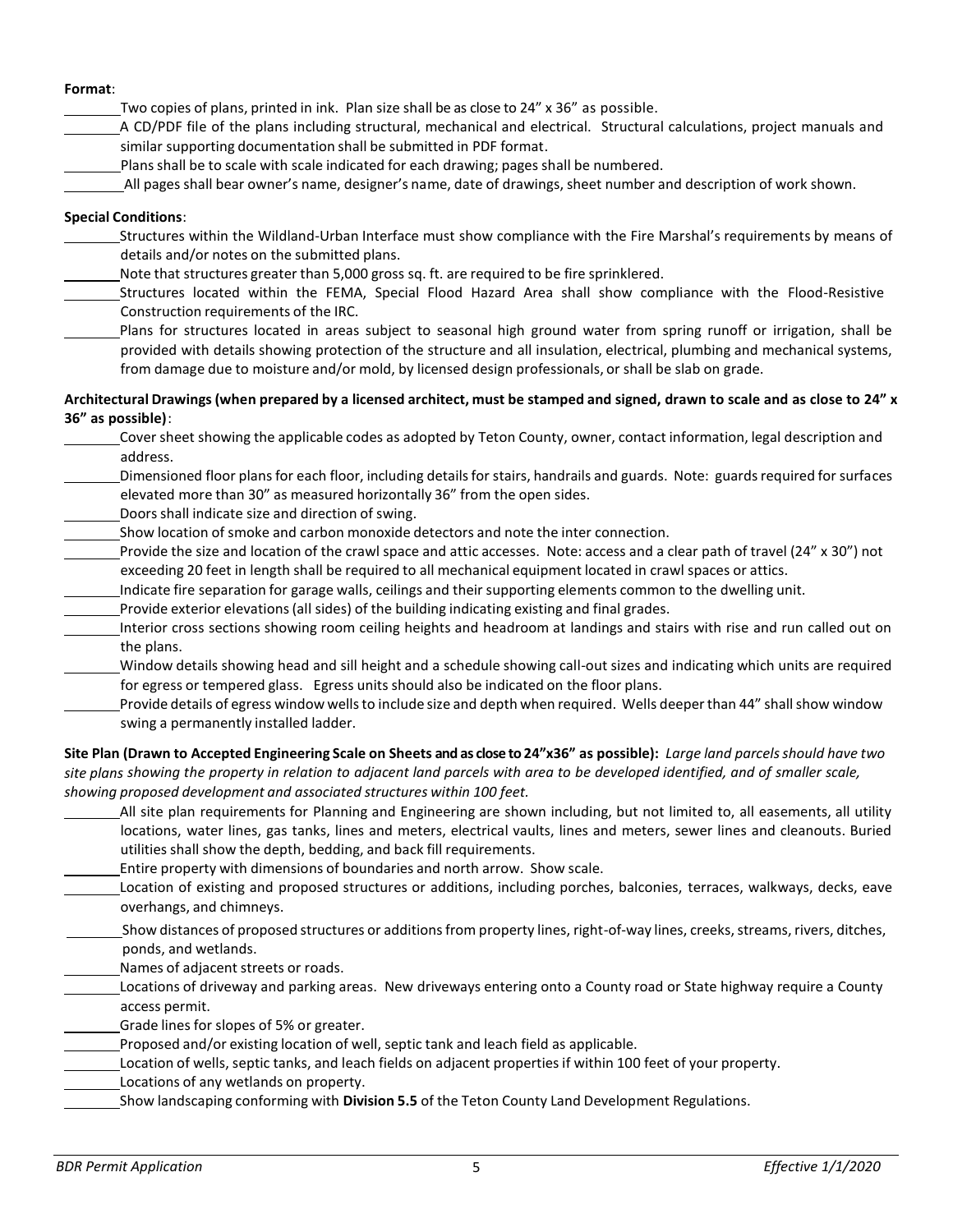**Format**:

- ________Two copies of plans, printed in ink. Plan size shall be as close to 24" x 36" as possible.
- ________A CD/PDF file of the plans including structural, mechanical and electrical. Structural calculations, project manuals and similar supporting documentation shall be submitted in PDF format.
- ________Plans shall be to scale with scale indicated for each drawing; pages shall be numbered.
- ________All pages shall bear owner's name, designer's name, date of drawings, sheet number and description of work shown.

**Special Conditions**:

- ________Structures within the Wildland-Urban Interface must show compliance with the Fire Marshal's requirements by means of details and/or notes on the submitted plans.
- ________Note that structures greater than 5,000 gross sq. ft. are required to be fire sprinklered.
- ________Structures located within the FEMA, Special Flood Hazard Area shall show compliance with the Flood-Resistive Construction requirements of the IRC.
- ________Plans for structures located in areas subject to seasonal high ground water from spring runoff or irrigation, shall be provided with details showing protection of the structure and all insulation, electrical, plumbing and mechanical systems, from damage due to moisture and/or mold, by licensed design professionals, or shall be slab on grade.

**Architectural Drawings (when prepared by a licensed architect, must be stamped and signed, drawn to scale and as close to 24" x 36" as possible)**:

- ________Cover sheet showing the applicable codes as adopted by Teton County, owner, contact information, legal description and address.
- ________Dimensioned floor plans for each floor, including details for stairs, handrails and guards. Note: guards required for surfaces elevated more than 30" as measured horizontally 36" from the open sides.
- ________Doors shall indicate size and direction of swing.
- ________Show location of smoke and carbon monoxide detectors and note the inter connection.
- ________Provide the size and location of the crawl space and attic accesses. Note: access and a clear path of travel (24" x 30") not exceeding 20 feet in length shall be required to all mechanical equipment located in crawl spaces or attics.
- ________Indicate fire separation for garage walls, ceilings and their supporting elements common to the dwelling unit.
- ________Provide exterior elevations (all sides) of the building indicating existing and final grades.
- ________Interior cross sections showing room ceiling heights and headroom at landings and stairs with rise and run called out on the plans.
- ________Window details showing head and sill height and a schedule showing call-out sizes and indicating which units are required for egress or tempered glass. Egress units should also be indicated on the floor plans.
- ________Provide details of egress window wells to include size and depth when required. Wells deeper than 44" shall show window swing a permanently installed ladder.

**Site Plan (Drawn to Accepted Engineering Scale on Sheets and as close to 24"x36" as possible):** *Large land parcels should have two site plans showing the property in relation to adjacent land parcels with area to be developed identified, and of smaller scale, showing proposed development and associated structures within 100 feet.*

- ________All site plan requirements for Planning and Engineering are shown including, but not limited to, all easements, all utility locations, water lines, gas tanks, lines and meters, electrical vaults, lines and meters, sewer lines and cleanouts. Buried utilities shall show the depth, bedding, and back fill requirements.
- ________Entire property with dimensions of boundaries and north arrow. Show scale.
- ________Location of existing and proposed structures or additions, including porches, balconies, terraces, walkways, decks, eave overhangs, and chimneys.
- ________Show distances of proposed structures or additions from property lines, right-of-way lines, creeks, streams, rivers, ditches, ponds, and wetlands.
- ________Names of adjacent streets or roads.
- ________Locations of driveway and parking areas. New driveways entering onto a County road or State highway require a County access permit.
- ________Grade lines for slopes of 5% or greater.
- ________Proposed and/or existing location of well, septic tank and leach field as applicable.
- ________Location of wells, septic tanks, and leach fields on adjacent properties if within 100 feet of your property.
- ________Locations of any wetlands on property.
- ________Show landscaping conforming with **Division 5.5** of the Teton County Land Development Regulations.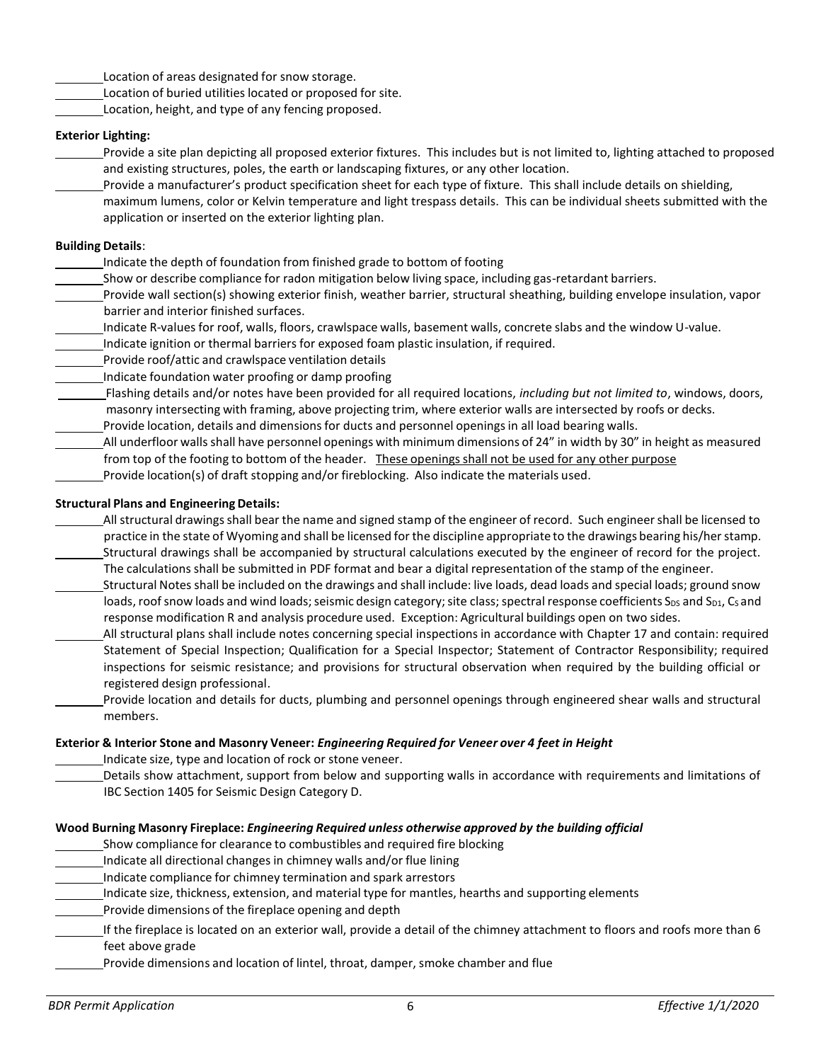\_\_\_\_\_\_\_\_ Location of areas designated for snow storage.
\_\_\_\_\_\_\_\_ Location of buried utilities located or proposed for site.
\_\_\_\_\_\_\_\_ Location, height, and type of any fencing proposed.

**Exterior Lighting:**

\_\_\_\_\_\_\_\_ Provide a site plan depicting all proposed exterior fixtures. This includes but is not limited to, lighting attached to proposed and existing structures, poles, the earth or landscaping fixtures, or any other location.
\_\_\_\_\_\_\_\_ Provide a manufacturer's product specification sheet for each type of fixture. This shall include details on shielding, maximum lumens, color or Kelvin temperature and light trespass details. This can be individual sheets submitted with the application or inserted on the exterior lighting plan.

**Building Details**:

\_\_\_\_\_\_\_\_ Indicate the depth of foundation from finished grade to bottom of footing
\_\_\_\_\_\_\_\_ Show or describe compliance for radon mitigation below living space, including gas-retardant barriers.
\_\_\_\_\_\_\_\_ Provide wall section(s) showing exterior finish, weather barrier, structural sheathing, building envelope insulation, vapor barrier and interior finished surfaces.
\_\_\_\_\_\_\_\_ Indicate R-values for roof, walls, floors, crawlspace walls, basement walls, concrete slabs and the window U-value.
\_\_\_\_\_\_\_\_ Indicate ignition or thermal barriers for exposed foam plastic insulation, if required.
\_\_\_\_\_\_\_\_ Provide roof/attic and crawlspace ventilation details
\_\_\_\_\_\_\_\_ Indicate foundation water proofing or damp proofing
\_\_\_\_\_\_\_\_ Flashing details and/or notes have been provided for all required locations, *including but not limited to*, windows, doors, masonry intersecting with framing, above projecting trim, where exterior walls are intersected by roofs or decks.
\_\_\_\_\_\_\_\_ Provide location, details and dimensions for ducts and personnel openings in all load bearing walls.
\_\_\_\_\_\_\_\_ All underfloor walls shall have personnel openings with minimum dimensions of 24" in width by 30" in height as measured from top of the footing to bottom of the header. <u>These openings shall not be used for any other purpose</u>
\_\_\_\_\_\_\_\_ Provide location(s) of draft stopping and/or fireblocking. Also indicate the materials used.

**Structural Plans and Engineering Details:**

\_\_\_\_\_\_\_\_ All structural drawings shall bear the name and signed stamp of the engineer of record. Such engineer shall be licensed to practice in the state of Wyoming and shall be licensed for the discipline appropriate to the drawings bearing his/her stamp.
\_\_\_\_\_\_\_\_ Structural drawings shall be accompanied by structural calculations executed by the engineer of record for the project. The calculations shall be submitted in PDF format and bear a digital representation of the stamp of the engineer.
\_\_\_\_\_\_\_\_ Structural Notes shall be included on the drawings and shall include: live loads, dead loads and special loads; ground snow loads, roof snow loads and wind loads; seismic design category; site class; spectral response coefficients $S_{DS}$ and $S_{D1}$, $C_S$ and response modification R and analysis procedure used. Exception: Agricultural buildings open on two sides.
\_\_\_\_\_\_\_\_ All structural plans shall include notes concerning special inspections in accordance with Chapter 17 and contain: required Statement of Special Inspection; Qualification for a Special Inspector; Statement of Contractor Responsibility; required inspections for seismic resistance; and provisions for structural observation when required by the building official or registered design professional.
\_\_\_\_\_\_\_\_ Provide location and details for ducts, plumbing and personnel openings through engineered shear walls and structural members.

**Exterior & Interior Stone and Masonry Veneer: *Engineering Required for Veneer over 4 feet in Height***

\_\_\_\_\_\_\_\_ Indicate size, type and location of rock or stone veneer.
\_\_\_\_\_\_\_\_ Details show attachment, support from below and supporting walls in accordance with requirements and limitations of IBC Section 1405 for Seismic Design Category D.

**Wood Burning Masonry Fireplace: *Engineering Required unless otherwise approved by the building official***

\_\_\_\_\_\_\_\_ Show compliance for clearance to combustibles and required fire blocking
\_\_\_\_\_\_\_\_ Indicate all directional changes in chimney walls and/or flue lining
\_\_\_\_\_\_\_\_ Indicate compliance for chimney termination and spark arrestors
\_\_\_\_\_\_\_\_ Indicate size, thickness, extension, and material type for mantles, hearths and supporting elements
\_\_\_\_\_\_\_\_ Provide dimensions of the fireplace opening and depth
\_\_\_\_\_\_\_\_ If the fireplace is located on an exterior wall, provide a detail of the chimney attachment to floors and roofs more than 6 feet above grade
\_\_\_\_\_\_\_\_ Provide dimensions and location of lintel, throat, damper, smoke chamber and flue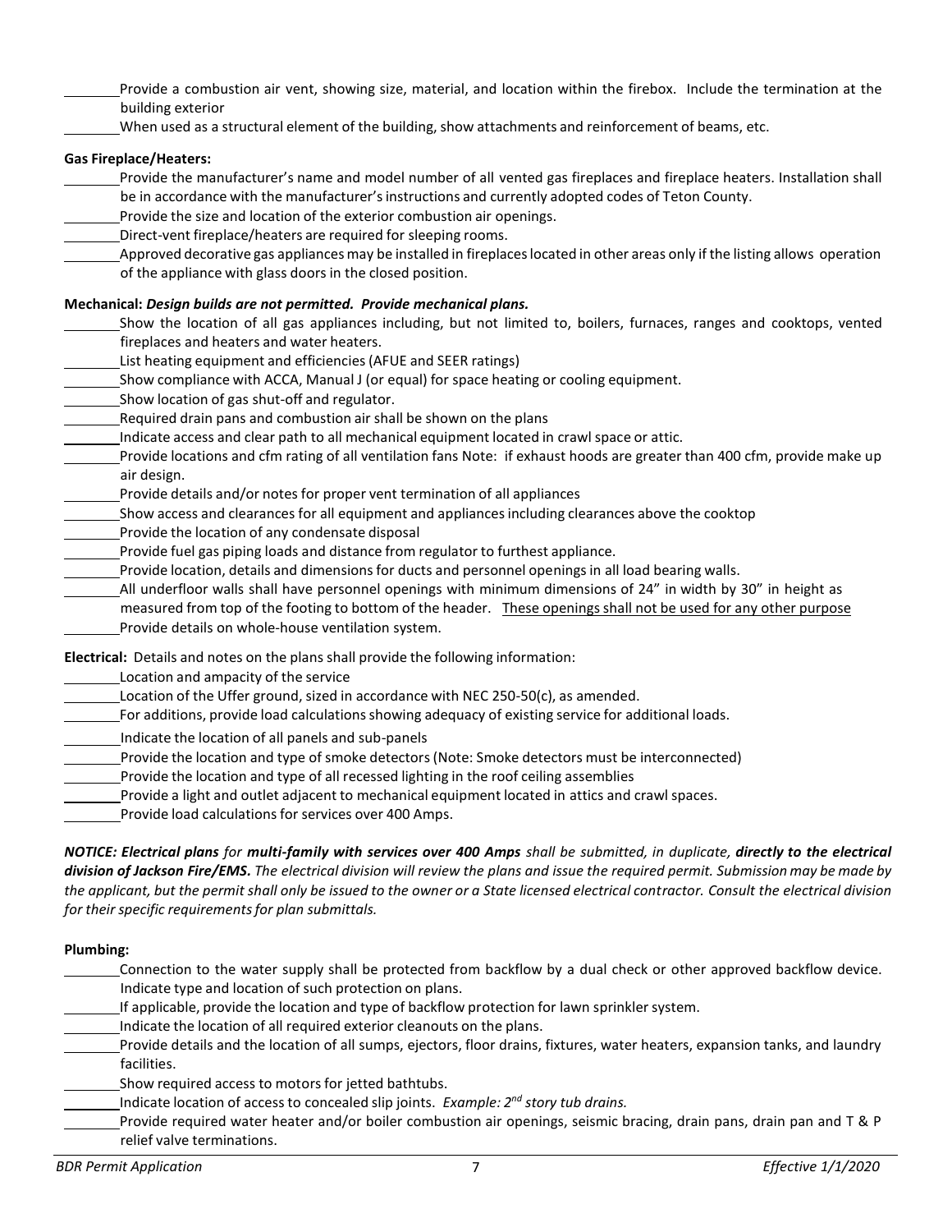________ Provide a combustion air vent, showing size, material, and location within the firebox. Include the termination at the building exterior

________ When used as a structural element of the building, show attachments and reinforcement of beams, etc.

**Gas Fireplace/Heaters:**

________ Provide the manufacturer's name and model number of all vented gas fireplaces and fireplace heaters. Installation shall be in accordance with the manufacturer's instructions and currently adopted codes of Teton County.

________ Provide the size and location of the exterior combustion air openings.

________ Direct-vent fireplace/heaters are required for sleeping rooms.

________ Approved decorative gas appliances may be installed in fireplaces located in other areas only if the listing allows operation of the appliance with glass doors in the closed position.

**Mechanical:** ***Design builds are not permitted. Provide mechanical plans.***

________ Show the location of all gas appliances including, but not limited to, boilers, furnaces, ranges and cooktops, vented fireplaces and heaters and water heaters.

________ List heating equipment and efficiencies (AFUE and SEER ratings)

________ Show compliance with ACCA, Manual J (or equal) for space heating or cooling equipment.

________ Show location of gas shut-off and regulator.

________ Required drain pans and combustion air shall be shown on the plans

________ Indicate access and clear path to all mechanical equipment located in crawl space or attic.

________ Provide locations and cfm rating of all ventilation fans Note: if exhaust hoods are greater than 400 cfm, provide make up air design.

________ Provide details and/or notes for proper vent termination of all appliances

________ Show access and clearances for all equipment and appliances including clearances above the cooktop

________ Provide the location of any condensate disposal

________ Provide fuel gas piping loads and distance from regulator to furthest appliance.

________ Provide location, details and dimensions for ducts and personnel openings in all load bearing walls.

________ All underfloor walls shall have personnel openings with minimum dimensions of 24" in width by 30" in height as measured from top of the footing to bottom of the header. <u>These openings shall not be used for any other purpose</u>

________ Provide details on whole-house ventilation system.

**Electrical:** Details and notes on the plans shall provide the following information:

________ Location and ampacity of the service

________ Location of the Uffer ground, sized in accordance with NEC 250-50(c), as amended.

________ For additions, provide load calculations showing adequacy of existing service for additional loads.

________ Indicate the location of all panels and sub-panels

________ Provide the location and type of smoke detectors (Note: Smoke detectors must be interconnected)

________ Provide the location and type of all recessed lighting in the roof ceiling assemblies

________ Provide a light and outlet adjacent to mechanical equipment located in attics and crawl spaces.

________ Provide load calculations for services over 400 Amps.

***NOTICE: Electrical plans** for **multi-family with services over 400 Amps** shall be submitted, in duplicate, **directly to the electrical division of Jackson Fire/EMS.** The electrical division will review the plans and issue the required permit. Submission may be made by the applicant, but the permit shall only be issued to the owner or a State licensed electrical contractor. Consult the electrical division for their specific requirements for plan submittals.*

**Plumbing:**

________ Connection to the water supply shall be protected from backflow by a dual check or other approved backflow device. Indicate type and location of such protection on plans.

________ If applicable, provide the location and type of backflow protection for lawn sprinkler system.

________ Indicate the location of all required exterior cleanouts on the plans.

________ Provide details and the location of all sumps, ejectors, floor drains, fixtures, water heaters, expansion tanks, and laundry facilities.

________ Show required access to motors for jetted bathtubs.

________ Indicate location of access to concealed slip joints. *Example: 2nd story tub drains.*

________ Provide required water heater and/or boiler combustion air openings, seismic bracing, drain pans, drain pan and T & P relief valve terminations.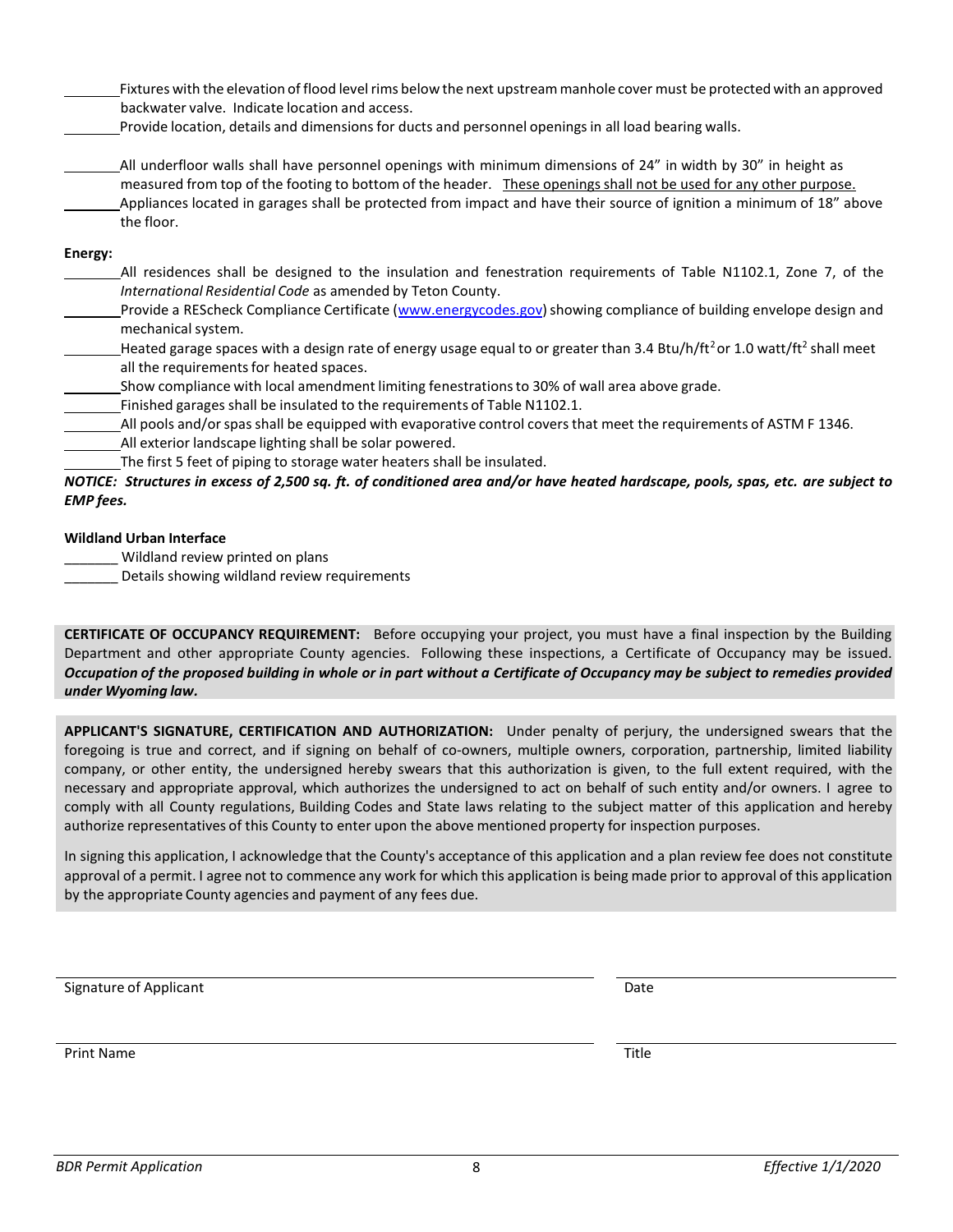________ Fixtures with the elevation of flood level rims below the next upstream manhole cover must be protected with an approved backwater valve. Indicate location and access.

________ Provide location, details and dimensions for ducts and personnel openings in all load bearing walls.

________ All underfloor walls shall have personnel openings with minimum dimensions of 24" in width by 30" in height as measured from top of the footing to bottom of the header. These openings shall not be used for any other purpose.

________ Appliances located in garages shall be protected from impact and have their source of ignition a minimum of 18" above the floor.

**Energy:**

________ All residences shall be designed to the insulation and fenestration requirements of Table N1102.1, Zone 7, of the *International Residential Code* as amended by Teton County.

________ Provide a REScheck Compliance Certificate (www.energycodes.gov) showing compliance of building envelope design and mechanical system.

________ Heated garage spaces with a design rate of energy usage equal to or greater than 3.4 $Btu/h/ft^2$ or 1.0 $watt/ft^2$ shall meet all the requirements for heated spaces.

________ Show compliance with local amendment limiting fenestrations to 30% of wall area above grade.

________ Finished garages shall be insulated to the requirements of Table N1102.1.

________ All pools and/or spas shall be equipped with evaporative control covers that meet the requirements of ASTM F 1346.

________ All exterior landscape lighting shall be solar powered.

________ The first 5 feet of piping to storage water heaters shall be insulated.

***NOTICE: Structures in excess of 2,500 sq. ft. of conditioned area and/or have heated hardscape, pools, spas, etc. are subject to EMP fees.***

**Wildland Urban Interface**

_______ Wildland review printed on plans

_______ Details showing wildland review requirements

**CERTIFICATE OF OCCUPANCY REQUIREMENT:** Before occupying your project, you must have a final inspection by the Building Department and other appropriate County agencies. Following these inspections, a Certificate of Occupancy may be issued. ***Occupation of the proposed building in whole or in part without a Certificate of Occupancy may be subject to remedies provided under Wyoming law.***

**APPLICANT'S SIGNATURE, CERTIFICATION AND AUTHORIZATION:** Under penalty of perjury, the undersigned swears that the foregoing is true and correct, and if signing on behalf of co-owners, multiple owners, corporation, partnership, limited liability company, or other entity, the undersigned hereby swears that this authorization is given, to the full extent required, with the necessary and appropriate approval, which authorizes the undersigned to act on behalf of such entity and/or owners. I agree to comply with all County regulations, Building Codes and State laws relating to the subject matter of this application and hereby authorize representatives of this County to enter upon the above mentioned property for inspection purposes.

In signing this application, I acknowledge that the County's acceptance of this application and a plan review fee does not constitute approval of a permit. I agree not to commence any work for which this application is being made prior to approval of this application by the appropriate County agencies and payment of any fees due.

________________________________________ ____________________

Signature of Applicant Date

________________________________________ ____________________

Print Name Title